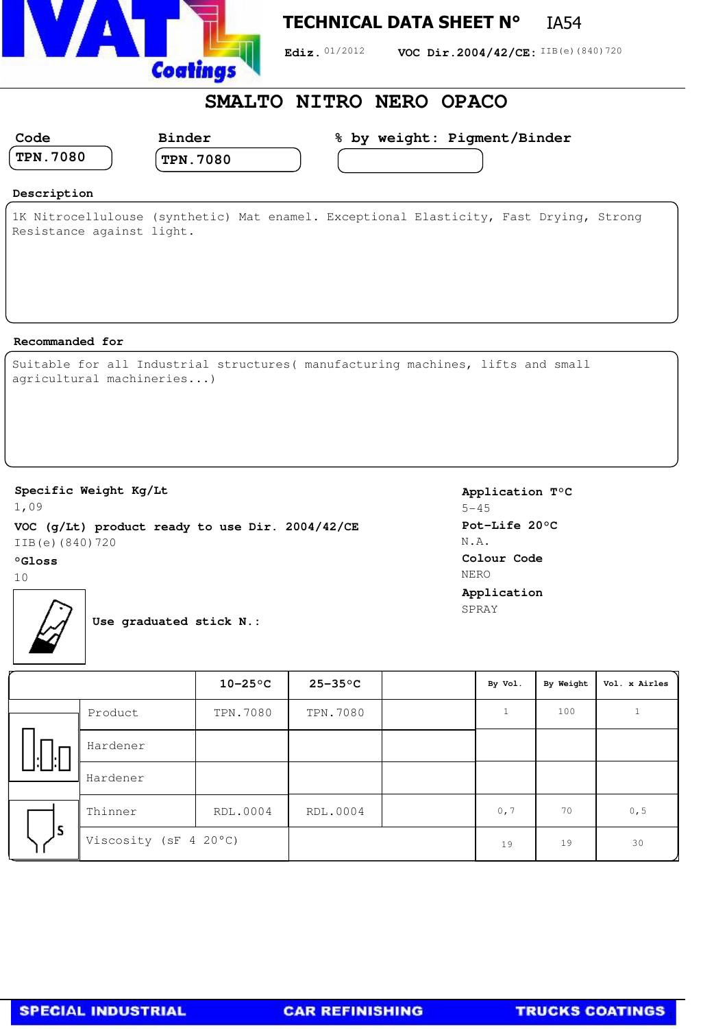# TECHNICAL DATA SHEET N° IA54

**Ediz.** 01/2012 **VOC Dir.2004/42/CE:** IIB(e)(840)720

## SMALTO NITRO NERO OPACO

| Code | Binder | % by weight: Pigment/Binder |
|---|---|---|
| TPN.7080 | TPN.7080 | |

**Description**

1K Nitrocellulouse (synthetic) Mat enamel. Exceptional Elasticity, Fast Drying, Strong Resistance against light.

**Recommanded for**

Suitable for all Industrial structures( manufacturing machines, lifts and small agricultural machineries...)

**Specific Weight Kg/Lt**
1,09

**VOC (g/Lt) product ready to use Dir. 2004/42/CE**
IIB(e)(840)720

**°Gloss**
10

**Application T°C**
5-45

**Pot-Life 20°C**
N.A.

**Colour Code**
NERO

**Application**
SPRAY

**Use graduated stick N.:**

| | 10-25°C | 25-35°C | | By Vol. | By Weight | Vol. x Airles |
|---|---|---|---|---|---|---|
| Product | TPN.7080 | TPN.7080 | | 1 | 100 | 1 |
| Hardener | | | | | | |
| Hardener | | | | | | |
| Thinner | RDL.0004 | RDL.0004 | | 0,7 | 70 | 0,5 |
| Viscosity (sF 4 20°C) | | | | 19 | 19 | 30 |

SPECIAL INDUSTRIAL CAR REFINISHING TRUCKS COATINGS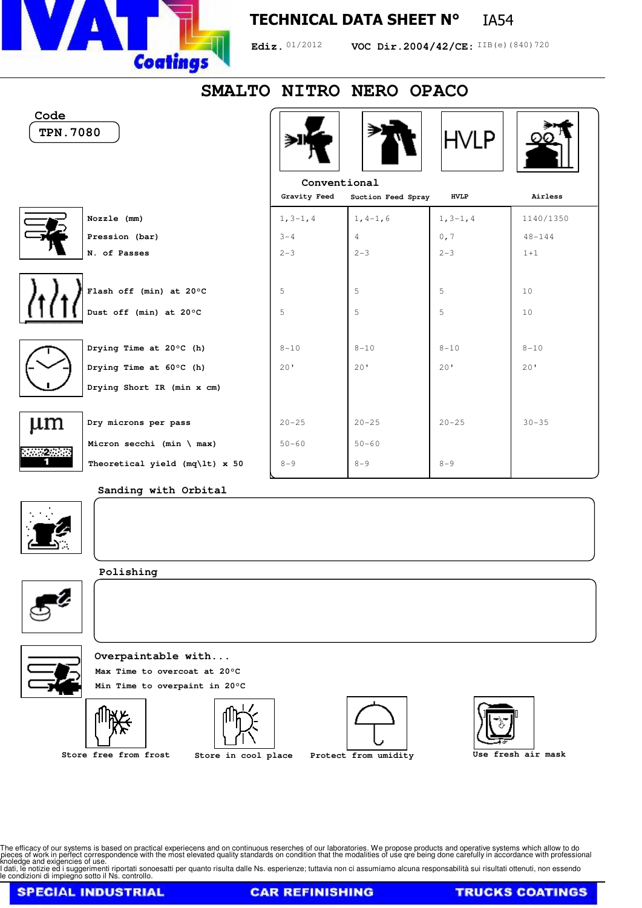# TECHNICAL DATA SHEET N° IA54

Ediz. 01/2012 VOC Dir.2004/42/CE: IIB(e)(840)720

## SMALTO NITRO NERO OPACO

Code: **TPN.7080**

| | Conventional Gravity Feed | Conventional Suction Feed Spray | HVLP | Airless |
|---|---|---|---|---|
| Nozzle (mm) | 1,3-1,4 | 1,4-1,6 | 1,3-1,4 | 1140/1350 |
| Pression (bar) | 3-4 | 4 | 0,7 | 48-144 |
| N. of Passes | 2-3 | 2-3 | 2-3 | 1+1 |
| Flash off (min) at 20°C | 5 | 5 | 5 | 10 |
| Dust off (min) at 20°C | 5 | 5 | 5 | 10 |
| Drying Time at 20°C (h) | 8-10 | 8-10 | 8-10 | 8-10 |
| Drying Time at 60°C (h) | 20' | 20' | 20' | 20' |
| Drying Short IR (min x cm) | | | | |
| Dry microns per pass | 20-25 | 20-25 | 20-25 | 30-35 |
| Micron secchi (min \ max) | 50-60 | 50-60 | | |
| Theoretical yield (mq\lt) x 50 | 8-9 | 8-9 | 8-9 | |

**Sanding with Orbital**

**Polishing**

**Overpaintable with...**

Max Time to overcoat at 20°C

Min Time to overpaint in 20°C

Store free from frost — Store in cool place — Protect from umidity — Use fresh air mask

The efficacy of our systems is based on practical experiecens and on continuous reserches of our laboratories. We propose products and operative systems which allow to do pieces of work in perfect correspondence with the most elevated quality standards on condition that the modalities of use qre being done carefully in accordance with professional knoledge and exigencies of use.
I dati, le notizie ed i suggerimenti riportati sonoesatti per quanto risulta dalle Ns. esperienze; tuttavia non ci assumiamo alcuna responsabilità sui risultati ottenuti, non essendo le condizioni di impiegno sotto il Ns. controllo.

SPECIAL INDUSTRIAL — CAR REFINISHING — TRUCKS COATINGS